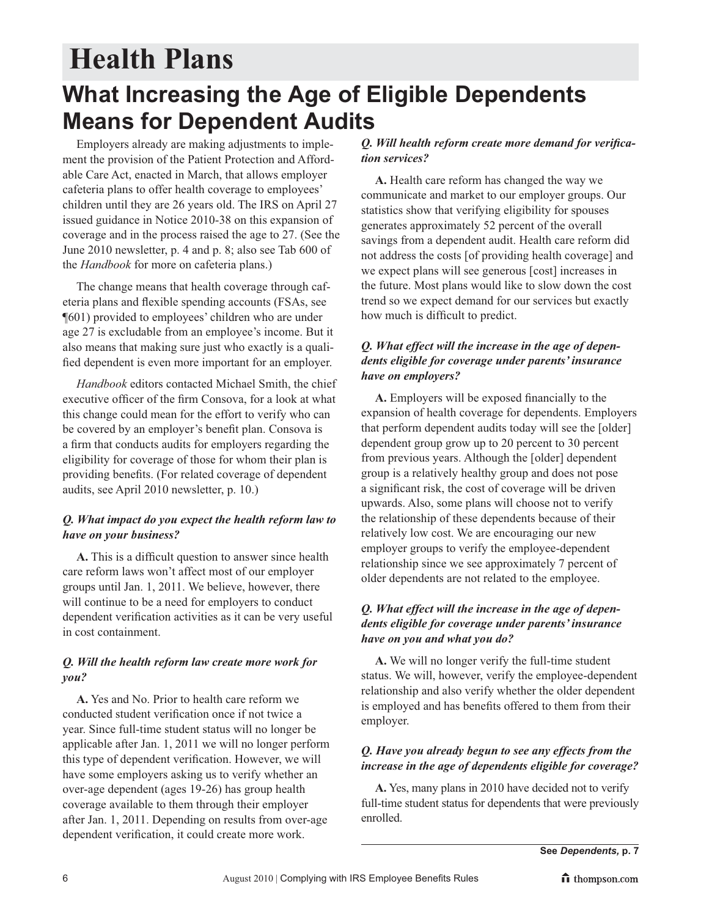# Health Plans

## What Increasing the Age of Eligible Dependents Means for Dependent Audits

Employers already are making adjustments to implement the provision of the Patient Protection and Affordable Care Act, enacted in March, that allows employer cafeteria plans to offer health coverage to employees' children until they are 26 years old. The IRS on April 27 issued guidance in Notice 2010-38 on this expansion of coverage and in the process raised the age to 27. (See the June 2010 newsletter, p. 4 and p. 8; also see Tab 600 of the *Handbook* for more on cafeteria plans.)

The change means that health coverage through cafeteria plans and flexible spending accounts (FSAs, see ¶601) provided to employees' children who are under age 27 is excludable from an employee's income. But it also means that making sure just who exactly is a qualified dependent is even more important for an employer.

*Handbook* editors contacted Michael Smith, the chief executive officer of the firm Consova, for a look at what this change could mean for the effort to verify who can be covered by an employer's benefit plan. Consova is a firm that conducts audits for employers regarding the eligibility for coverage of those for whom their plan is providing benefits. (For related coverage of dependent audits, see April 2010 newsletter, p. 10.)

***Q. What impact do you expect the health reform law to have on your business?***

**A.** This is a difficult question to answer since health care reform laws won't affect most of our employer groups until Jan. 1, 2011. We believe, however, there will continue to be a need for employers to conduct dependent verification activities as it can be very useful in cost containment.

***Q. Will the health reform law create more work for you?***

**A.** Yes and No. Prior to health care reform we conducted student verification once if not twice a year. Since full-time student status will no longer be applicable after Jan. 1, 2011 we will no longer perform this type of dependent verification. However, we will have some employers asking us to verify whether an over-age dependent (ages 19-26) has group health coverage available to them through their employer after Jan. 1, 2011. Depending on results from over-age dependent verification, it could create more work.

***Q. Will health reform create more demand for verification services?***

**A.** Health care reform has changed the way we communicate and market to our employer groups. Our statistics show that verifying eligibility for spouses generates approximately 52 percent of the overall savings from a dependent audit. Health care reform did not address the costs [of providing health coverage] and we expect plans will see generous [cost] increases in the future. Most plans would like to slow down the cost trend so we expect demand for our services but exactly how much is difficult to predict.

***Q. What effect will the increase in the age of dependents eligible for coverage under parents' insurance have on employers?***

**A.** Employers will be exposed financially to the expansion of health coverage for dependents. Employers that perform dependent audits today will see the [older] dependent group grow up to 20 percent to 30 percent from previous years. Although the [older] dependent group is a relatively healthy group and does not pose a significant risk, the cost of coverage will be driven upwards. Also, some plans will choose not to verify the relationship of these dependents because of their relatively low cost. We are encouraging our new employer groups to verify the employee-dependent relationship since we see approximately 7 percent of older dependents are not related to the employee.

***Q. What effect will the increase in the age of dependents eligible for coverage under parents' insurance have on you and what you do?***

**A.** We will no longer verify the full-time student status. We will, however, verify the employee-dependent relationship and also verify whether the older dependent is employed and has benefits offered to them from their employer.

***Q. Have you already begun to see any effects from the increase in the age of dependents eligible for coverage?***

**A.** Yes, many plans in 2010 have decided not to verify full-time student status for dependents that were previously enrolled.

**See *Dependents*, p. 7**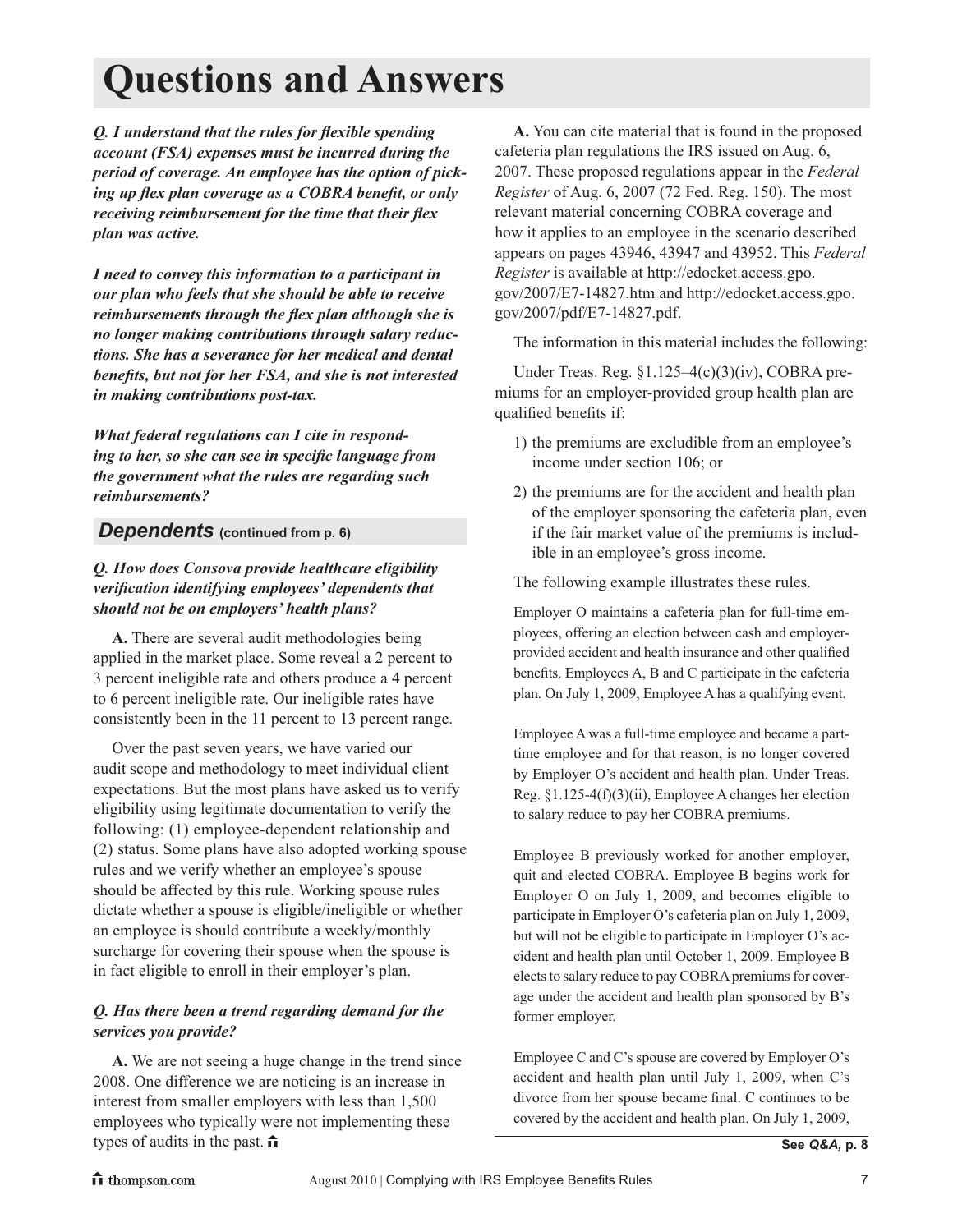# Questions and Answers

***Q. I understand that the rules for flexible spending account (FSA) expenses must be incurred during the period of coverage. An employee has the option of picking up flex plan coverage as a COBRA benefit, or only receiving reimbursement for the time that their flex plan was active.***

***I need to convey this information to a participant in our plan who feels that she should be able to receive reimbursements through the flex plan although she is no longer making contributions through salary reductions. She has a severance for her medical and dental benefits, but not for her FSA, and she is not interested in making contributions post-tax.***

***What federal regulations can I cite in responding to her, so she can see in specific language from the government what the rules are regarding such reimbursements?***

**A.** You can cite material that is found in the proposed cafeteria plan regulations the IRS issued on Aug. 6, 2007. These proposed regulations appear in the *Federal Register* of Aug. 6, 2007 (72 Fed. Reg. 150). The most relevant material concerning COBRA coverage and how it applies to an employee in the scenario described appears on pages 43946, 43947 and 43952. This *Federal Register* is available at http://edocket.access.gpo.gov/2007/E7-14827.htm and http://edocket.access.gpo.gov/2007/pdf/E7-14827.pdf.

The information in this material includes the following:

Under Treas. Reg. §1.125–4(c)(3)(iv), COBRA premiums for an employer-provided group health plan are qualified benefits if:

1) the premiums are excludible from an employee's income under section 106; or
2) the premiums are for the accident and health plan of the employer sponsoring the cafeteria plan, even if the fair market value of the premiums is includible in an employee's gross income.

The following example illustrates these rules.

Employer O maintains a cafeteria plan for full-time employees, offering an election between cash and employer-provided accident and health insurance and other qualified benefits. Employees A, B and C participate in the cafeteria plan. On July 1, 2009, Employee A has a qualifying event.

Employee A was a full-time employee and became a part-time employee and for that reason, is no longer covered by Employer O's accident and health plan. Under Treas. Reg. §1.125-4(f)(3)(ii), Employee A changes her election to salary reduce to pay her COBRA premiums.

Employee B previously worked for another employer, quit and elected COBRA. Employee B begins work for Employer O on July 1, 2009, and becomes eligible to participate in Employer O's cafeteria plan on July 1, 2009, but will not be eligible to participate in Employer O's accident and health plan until October 1, 2009. Employee B elects to salary reduce to pay COBRA premiums for coverage under the accident and health plan sponsored by B's former employer.

Employee C and C's spouse are covered by Employer O's accident and health plan until July 1, 2009, when C's divorce from her spouse became final. C continues to be covered by the accident and health plan. On July 1, 2009,

**See *Q&A*, p. 8**

## *Dependents* (continued from p. 6)

***Q. How does Consova provide healthcare eligibility verification identifying employees' dependents that should not be on employers' health plans?***

**A.** There are several audit methodologies being applied in the market place. Some reveal a 2 percent to 3 percent ineligible rate and others produce a 4 percent to 6 percent ineligible rate. Our ineligible rates have consistently been in the 11 percent to 13 percent range.

Over the past seven years, we have varied our audit scope and methodology to meet individual client expectations. But the most plans have asked us to verify eligibility using legitimate documentation to verify the following: (1) employee-dependent relationship and (2) status. Some plans have also adopted working spouse rules and we verify whether an employee's spouse should be affected by this rule. Working spouse rules dictate whether a spouse is eligible/ineligible or whether an employee is should contribute a weekly/monthly surcharge for covering their spouse when the spouse is in fact eligible to enroll in their employer's plan.

***Q. Has there been a trend regarding demand for the services you provide?***

**A.** We are not seeing a huge change in the trend since 2008. One difference we are noticing is an increase in interest from smaller employers with less than 1,500 employees who typically were not implementing these types of audits in the past.